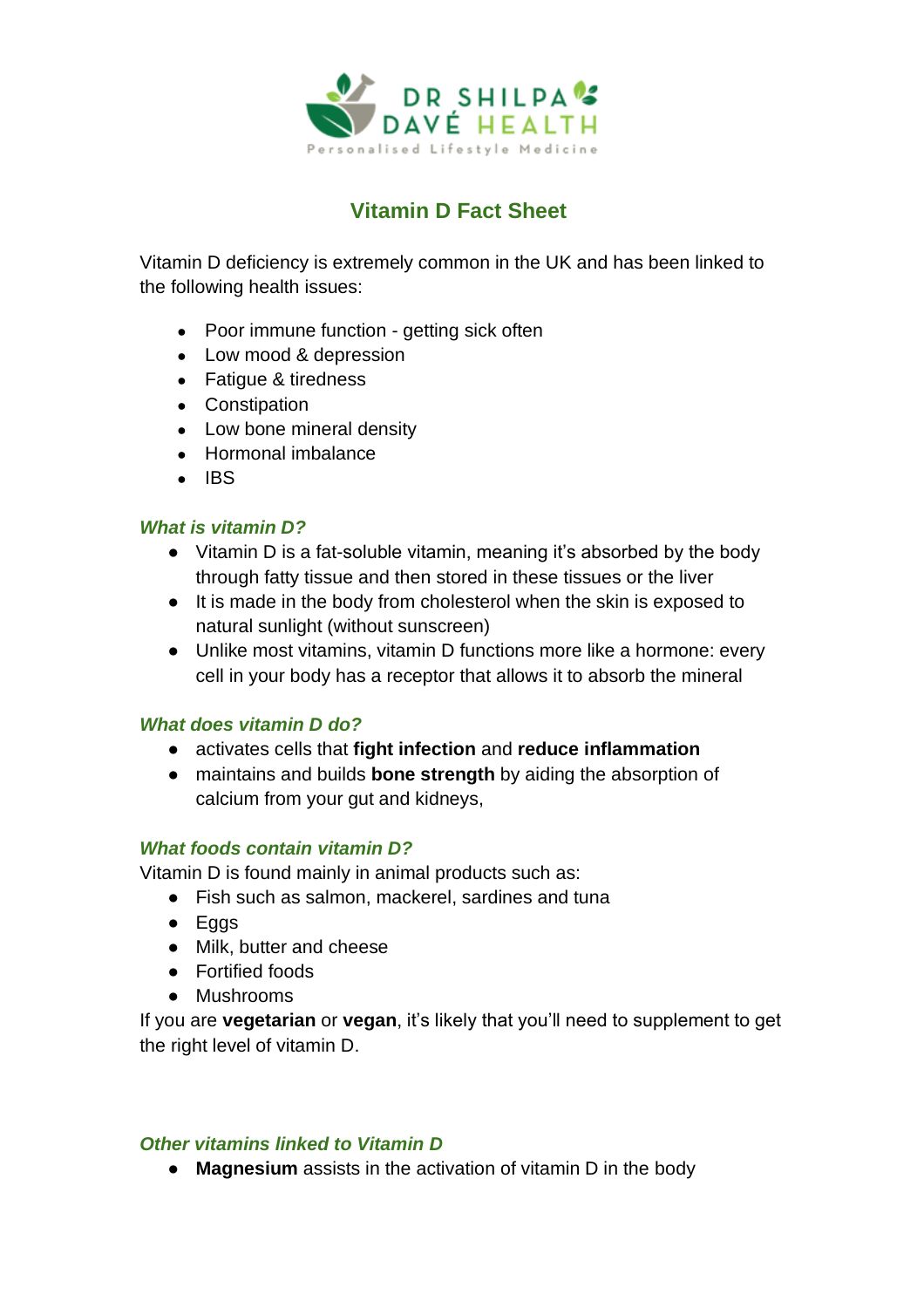DR SHILPA DAVÉ HEALTH

Personalised Lifestyle Medicine

# Vitamin D Fact Sheet

Vitamin D deficiency is extremely common in the UK and has been linked to the following health issues:

- Poor immune function - getting sick often
- Low mood & depression
- Fatigue & tiredness
- Constipation
- Low bone mineral density
- Hormonal imbalance
- IBS

### *What is vitamin D?*

- Vitamin D is a fat-soluble vitamin, meaning it's absorbed by the body through fatty tissue and then stored in these tissues or the liver
- It is made in the body from cholesterol when the skin is exposed to natural sunlight (without sunscreen)
- Unlike most vitamins, vitamin D functions more like a hormone: every cell in your body has a receptor that allows it to absorb the mineral

### *What does vitamin D do?*

- activates cells that **fight infection** and **reduce inflammation**
- maintains and builds **bone strength** by aiding the absorption of calcium from your gut and kidneys,

### *What foods contain vitamin D?*

Vitamin D is found mainly in animal products such as:

- Fish such as salmon, mackerel, sardines and tuna
- Eggs
- Milk, butter and cheese
- Fortified foods
- Mushrooms

If you are **vegetarian** or **vegan**, it's likely that you'll need to supplement to get the right level of vitamin D.

### *Other vitamins linked to Vitamin D*

- **Magnesium** assists in the activation of vitamin D in the body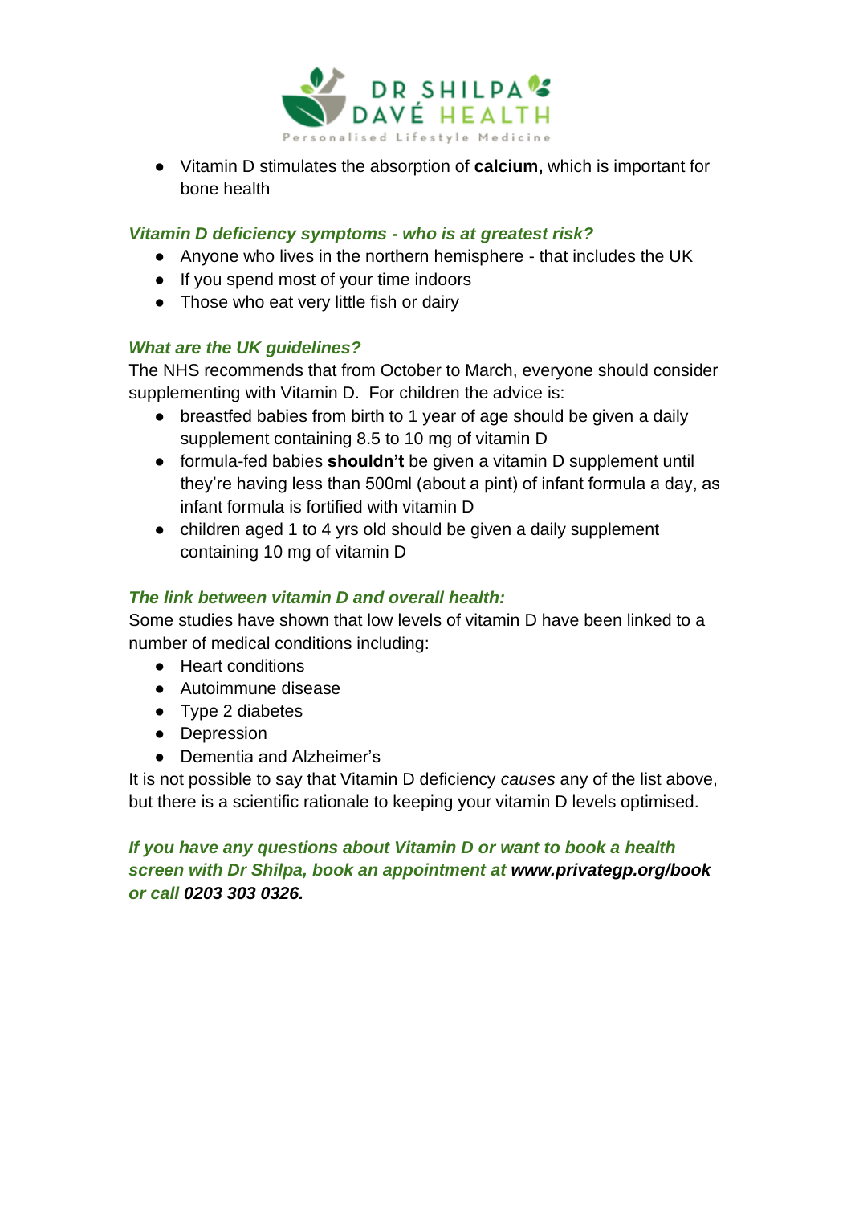- Vitamin D stimulates the absorption of **calcium,** which is important for bone health

### *Vitamin D deficiency symptoms - who is at greatest risk?*

- Anyone who lives in the northern hemisphere - that includes the UK
- If you spend most of your time indoors
- Those who eat very little fish or dairy

### *What are the UK guidelines?*

The NHS recommends that from October to March, everyone should consider supplementing with Vitamin D.  For children the advice is:

- breastfed babies from birth to 1 year of age should be given a daily supplement containing 8.5 to 10 mg of vitamin D
- formula-fed babies **shouldn't** be given a vitamin D supplement until they're having less than 500ml (about a pint) of infant formula a day, as infant formula is fortified with vitamin D
- children aged 1 to 4 yrs old should be given a daily supplement containing 10 mg of vitamin D

### *The link between vitamin D and overall health:*

Some studies have shown that low levels of vitamin D have been linked to a number of medical conditions including:

- Heart conditions
- Autoimmune disease
- Type 2 diabetes
- Depression
- Dementia and Alzheimer's

It is not possible to say that Vitamin D deficiency *causes* any of the list above, but there is a scientific rationale to keeping your vitamin D levels optimised.

***If you have any questions about Vitamin D or want to book a health screen with Dr Shilpa, book an appointment at www.privategp.org/book or call 0203 303 0326.***